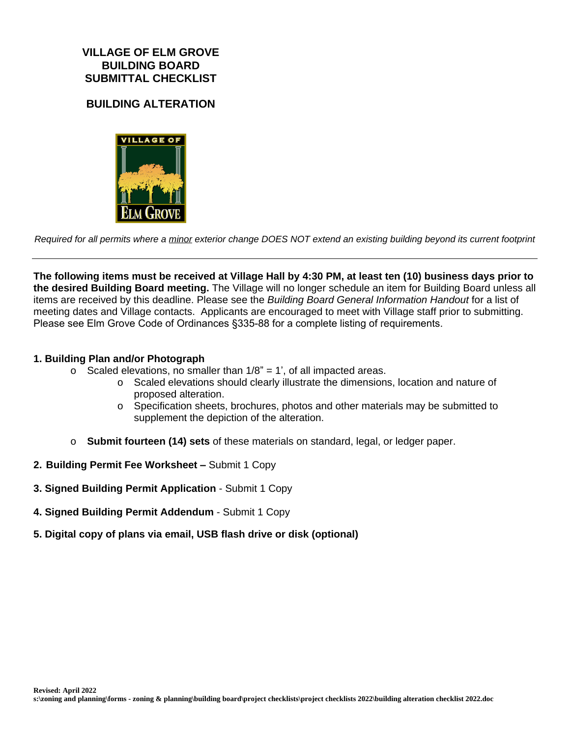# VILLAGE OF ELM GROVE
# BUILDING BOARD
# SUBMITTAL CHECKLIST

## BUILDING ALTERATION

*Required for all permits where a minor exterior change DOES NOT extend an existing building beyond its current footprint*

---

**The following items must be received at Village Hall by 4:30 PM, at least ten (10) business days prior to the desired Building Board meeting.** The Village will no longer schedule an item for Building Board unless all items are received by this deadline. Please see the *Building Board General Information Handout* for a list of meeting dates and Village contacts. Applicants are encouraged to meet with Village staff prior to submitting. Please see Elm Grove Code of Ordinances §335-88 for a complete listing of requirements.

**1. Building Plan and/or Photograph**

- Scaled elevations, no smaller than 1/8" = 1', of all impacted areas.
  - Scaled elevations should clearly illustrate the dimensions, location and nature of proposed alteration.
  - Specification sheets, brochures, photos and other materials may be submitted to supplement the depiction of the alteration.
- **Submit fourteen (14) sets** of these materials on standard, legal, or ledger paper.

**2. Building Permit Fee Worksheet –** Submit 1 Copy

**3. Signed Building Permit Application** - Submit 1 Copy

**4. Signed Building Permit Addendum** - Submit 1 Copy

**5. Digital copy of plans via email, USB flash drive or disk (optional)**

**Revised: April 2022**
**s:\zoning and planning\forms - zoning & planning\building board\project checklists\project checklists 2022\building alteration checklist 2022.doc**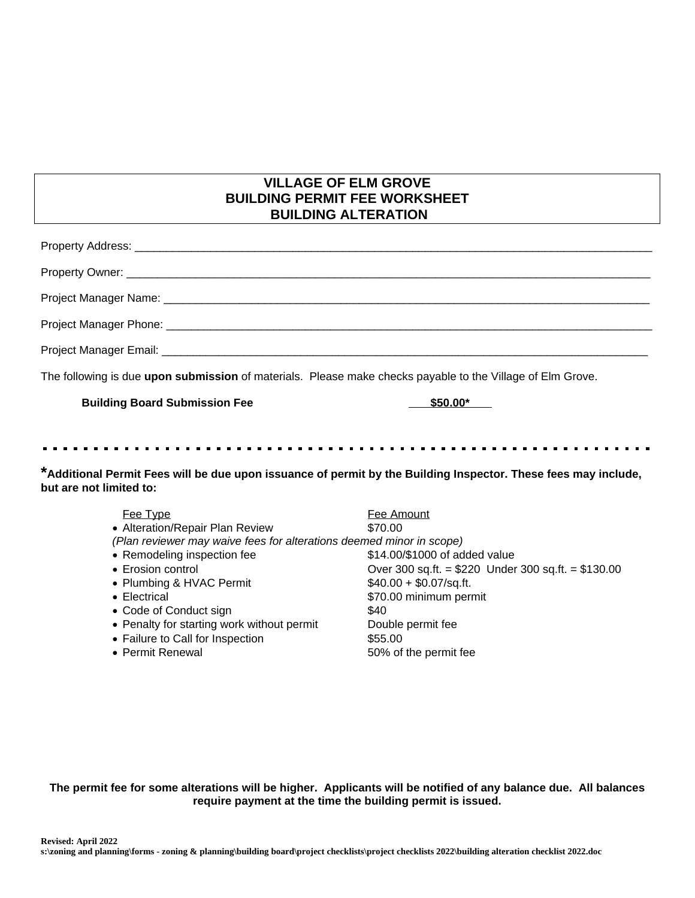# VILLAGE OF ELM GROVE
# BUILDING PERMIT FEE WORKSHEET
# BUILDING ALTERATION

Property Address: ___________________________________________________________________________

Property Owner: ____________________________________________________________________________

Project Manager Name: _______________________________________________________________________

Project Manager Phone: ______________________________________________________________________

Project Manager Email: _______________________________________________________________________

The following is due **upon submission** of materials. Please make checks payable to the Village of Elm Grove.

**Building Board Submission Fee** **$50.00***

---

***Additional Permit Fees will be due upon issuance of permit by the Building Inspector. These fees may include, but are not limited to:**

| Fee Type | Fee Amount |
|---|---|
| • Alteration/Repair Plan Review | $70.00 |
| *(Plan reviewer may waive fees for alterations deemed minor in scope)* | |
| • Remodeling inspection fee | $14.00/$1000 of added value |
| • Erosion control | Over 300 sq.ft. = $220 Under 300 sq.ft. = $130.00 |
| • Plumbing & HVAC Permit | $40.00 + $0.07/sq.ft. |
| • Electrical | $70.00 minimum permit |
| • Code of Conduct sign | $40 |
| • Penalty for starting work without permit | Double permit fee |
| • Failure to Call for Inspection | $55.00 |
| • Permit Renewal | 50% of the permit fee |

**The permit fee for some alterations will be higher. Applicants will be notified of any balance due. All balances require payment at the time the building permit is issued.**

**Revised: April 2022**
**s:\zoning and planning\forms - zoning & planning\building board\project checklists\project checklists 2022\building alteration checklist 2022.doc**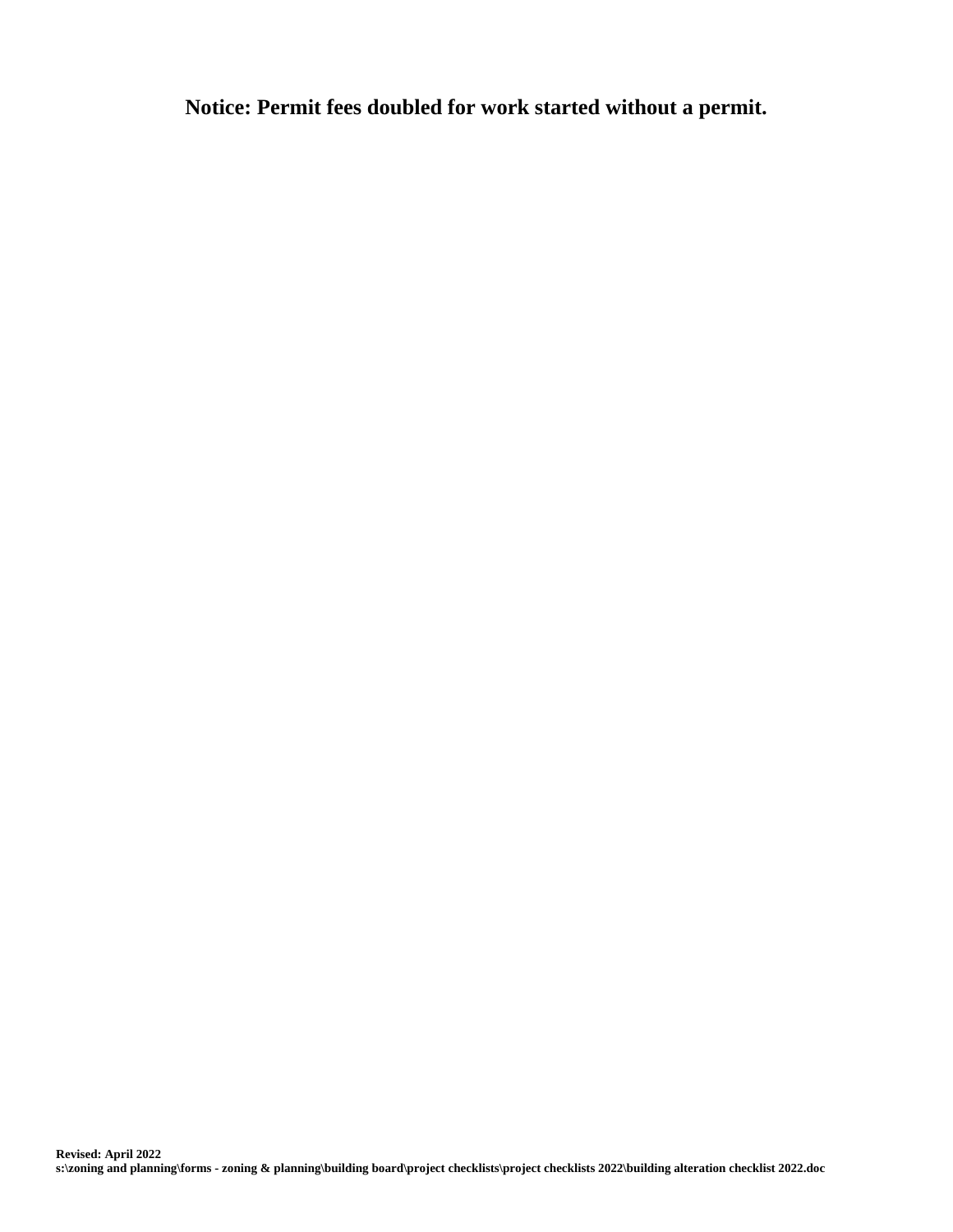**Notice: Permit fees doubled for work started without a permit.**

**Revised: April 2022**
**s:\zoning and planning\forms - zoning & planning\building board\project checklists\project checklists 2022\building alteration checklist 2022.doc**